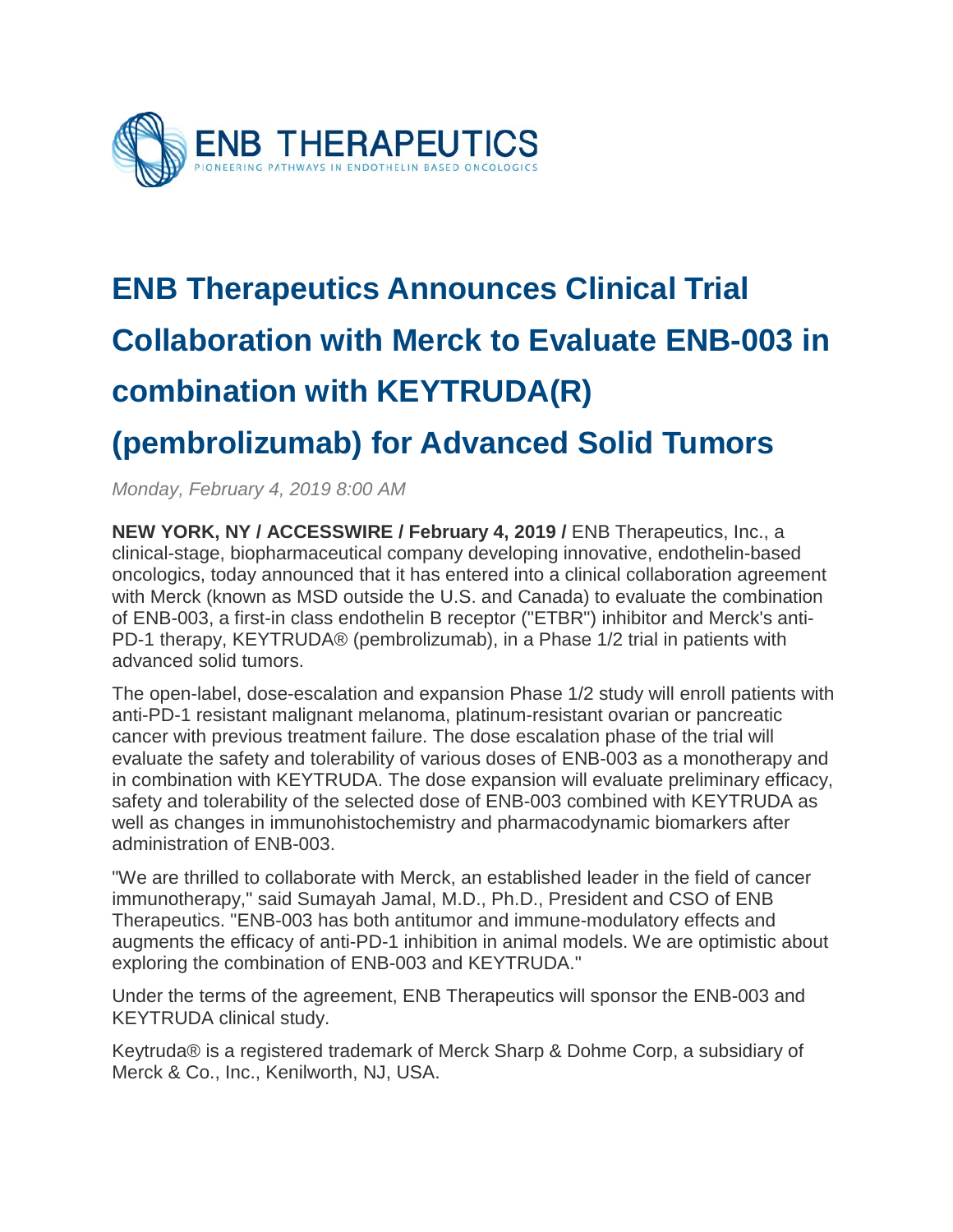ENB THERAPEUTICS

PIONEERING PATHWAYS IN ENDOTHELIN BASED ONCOLOGICS

# ENB Therapeutics Announces Clinical Trial Collaboration with Merck to Evaluate ENB-003 in combination with KEYTRUDA(R) (pembrolizumab) for Advanced Solid Tumors

*Monday, February 4, 2019 8:00 AM*

**NEW YORK, NY / ACCESSWIRE / February 4, 2019 /** ENB Therapeutics, Inc., a clinical-stage, biopharmaceutical company developing innovative, endothelin-based oncologics, today announced that it has entered into a clinical collaboration agreement with Merck (known as MSD outside the U.S. and Canada) to evaluate the combination of ENB-003, a first-in class endothelin B receptor ("ETBR") inhibitor and Merck's anti-PD-1 therapy, KEYTRUDA® (pembrolizumab), in a Phase 1/2 trial in patients with advanced solid tumors.

The open-label, dose-escalation and expansion Phase 1/2 study will enroll patients with anti-PD-1 resistant malignant melanoma, platinum-resistant ovarian or pancreatic cancer with previous treatment failure. The dose escalation phase of the trial will evaluate the safety and tolerability of various doses of ENB-003 as a monotherapy and in combination with KEYTRUDA. The dose expansion will evaluate preliminary efficacy, safety and tolerability of the selected dose of ENB-003 combined with KEYTRUDA as well as changes in immunohistochemistry and pharmacodynamic biomarkers after administration of ENB-003.

"We are thrilled to collaborate with Merck, an established leader in the field of cancer immunotherapy," said Sumayah Jamal, M.D., Ph.D., President and CSO of ENB Therapeutics. "ENB-003 has both antitumor and immune-modulatory effects and augments the efficacy of anti-PD-1 inhibition in animal models. We are optimistic about exploring the combination of ENB-003 and KEYTRUDA."

Under the terms of the agreement, ENB Therapeutics will sponsor the ENB-003 and KEYTRUDA clinical study.

Keytruda® is a registered trademark of Merck Sharp & Dohme Corp, a subsidiary of Merck & Co., Inc., Kenilworth, NJ, USA.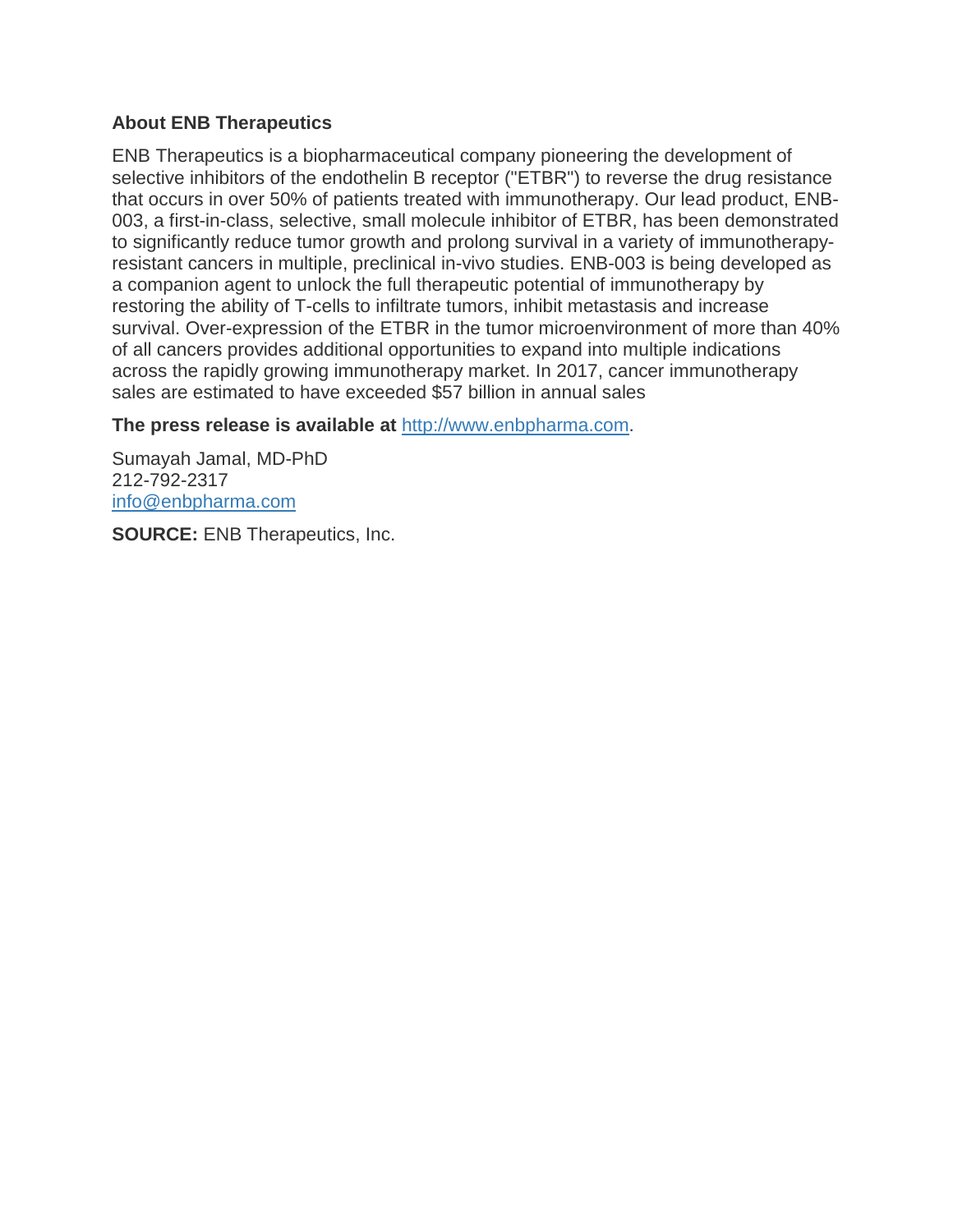**About ENB Therapeutics**

ENB Therapeutics is a biopharmaceutical company pioneering the development of selective inhibitors of the endothelin B receptor ("ETBR") to reverse the drug resistance that occurs in over 50% of patients treated with immunotherapy. Our lead product, ENB-003, a first-in-class, selective, small molecule inhibitor of ETBR, has been demonstrated to significantly reduce tumor growth and prolong survival in a variety of immunotherapy-resistant cancers in multiple, preclinical in-vivo studies. ENB-003 is being developed as a companion agent to unlock the full therapeutic potential of immunotherapy by restoring the ability of T-cells to infiltrate tumors, inhibit metastasis and increase survival. Over-expression of the ETBR in the tumor microenvironment of more than 40% of all cancers provides additional opportunities to expand into multiple indications across the rapidly growing immunotherapy market. In 2017, cancer immunotherapy sales are estimated to have exceeded $57 billion in annual sales

**The press release is available at** http://www.enbpharma.com.

Sumayah Jamal, MD-PhD
212-792-2317
info@enbpharma.com

**SOURCE:** ENB Therapeutics, Inc.